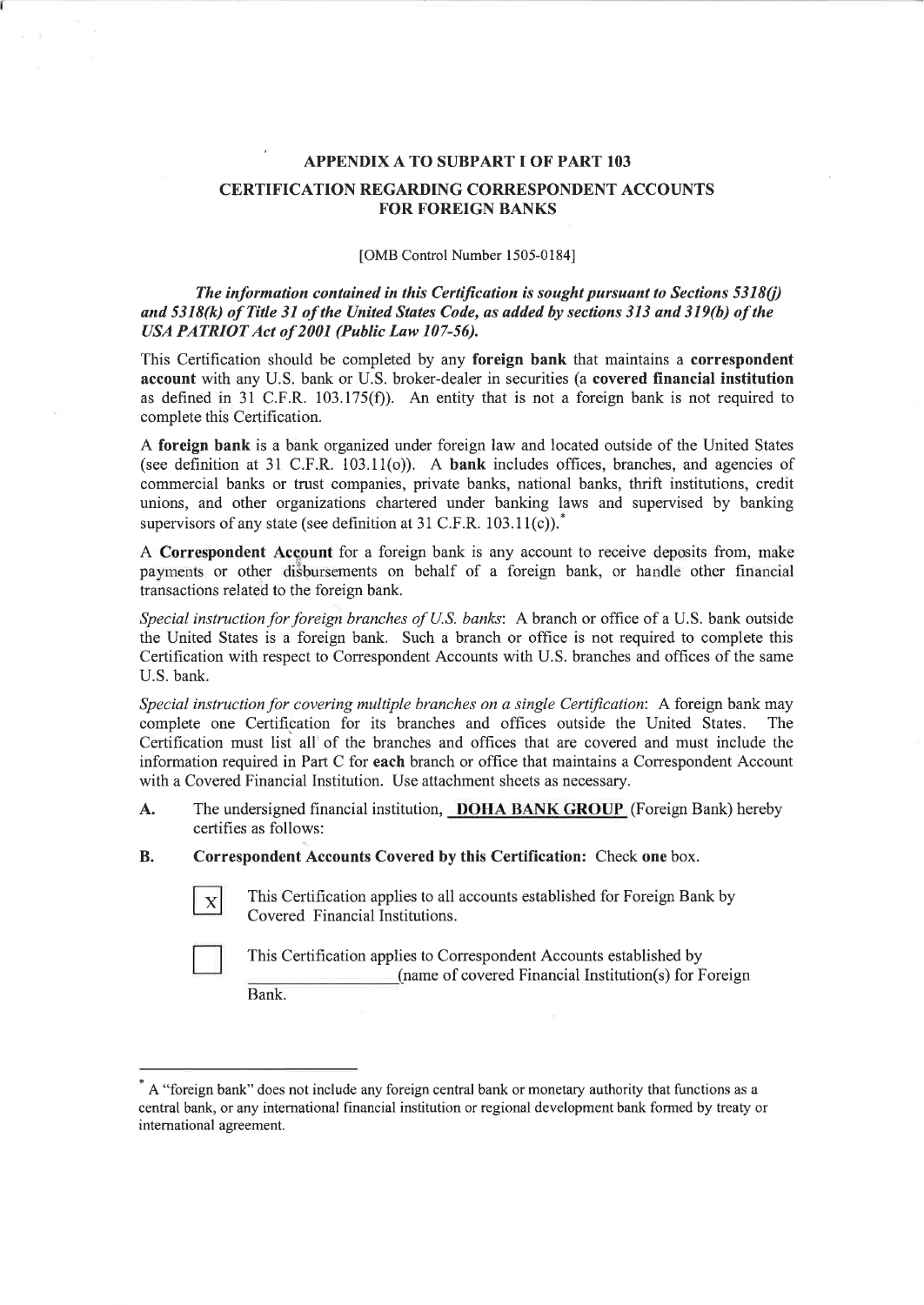## APPENDIX A TO SUBPART I OF PART 103

## CERTIFICATION REGARDING CORRESPONDENT ACCOUNTS FOR FOREIGN BANKS

[OMB Control Number 1505-0184]

***The information contained in this Certification is sought pursuant to Sections 5318(j) and 5318(k) of Title 31 of the United States Code, as added by sections 313 and 319(b) of the USA PATRIOT Act of 2001 (Public Law 107-56).***

This Certification should be completed by any **foreign bank** that maintains a **correspondent account** with any U.S. bank or U.S. broker-dealer in securities (a **covered financial institution** as defined in 31 C.F.R. 103.175(f)). An entity that is not a foreign bank is not required to complete this Certification.

A **foreign bank** is a bank organized under foreign law and located outside of the United States (see definition at 31 C.F.R. 103.11(o)). A **bank** includes offices, branches, and agencies of commercial banks or trust companies, private banks, national banks, thrift institutions, credit unions, and other organizations chartered under banking laws and supervised by banking supervisors of any state (see definition at 31 C.F.R. 103.11(c)).*

A **Correspondent Account** for a foreign bank is any account to receive deposits from, make payments or other disbursements on behalf of a foreign bank, or handle other financial transactions related to the foreign bank.

*Special instruction for foreign branches of U.S. banks*: A branch or office of a U.S. bank outside the United States is a foreign bank. Such a branch or office is not required to complete this Certification with respect to Correspondent Accounts with U.S. branches and offices of the same U.S. bank.

*Special instruction for covering multiple branches on a single Certification*: A foreign bank may complete one Certification for its branches and offices outside the United States. The Certification must list all of the branches and offices that are covered and must include the information required in Part C for **each** branch or office that maintains a Correspondent Account with a Covered Financial Institution. Use attachment sheets as necessary.

**A.** The undersigned financial institution, **DOHA BANK GROUP** (Foreign Bank) hereby certifies as follows:

**B. Correspondent Accounts Covered by this Certification:** Check **one** box.

[X] This Certification applies to all accounts established for Foreign Bank by Covered Financial Institutions.

[ ] This Certification applies to Correspondent Accounts established by ________________(name of covered Financial Institution(s) for Foreign Bank.

---

* A "foreign bank" does not include any foreign central bank or monetary authority that functions as a central bank, or any international financial institution or regional development bank formed by treaty or international agreement.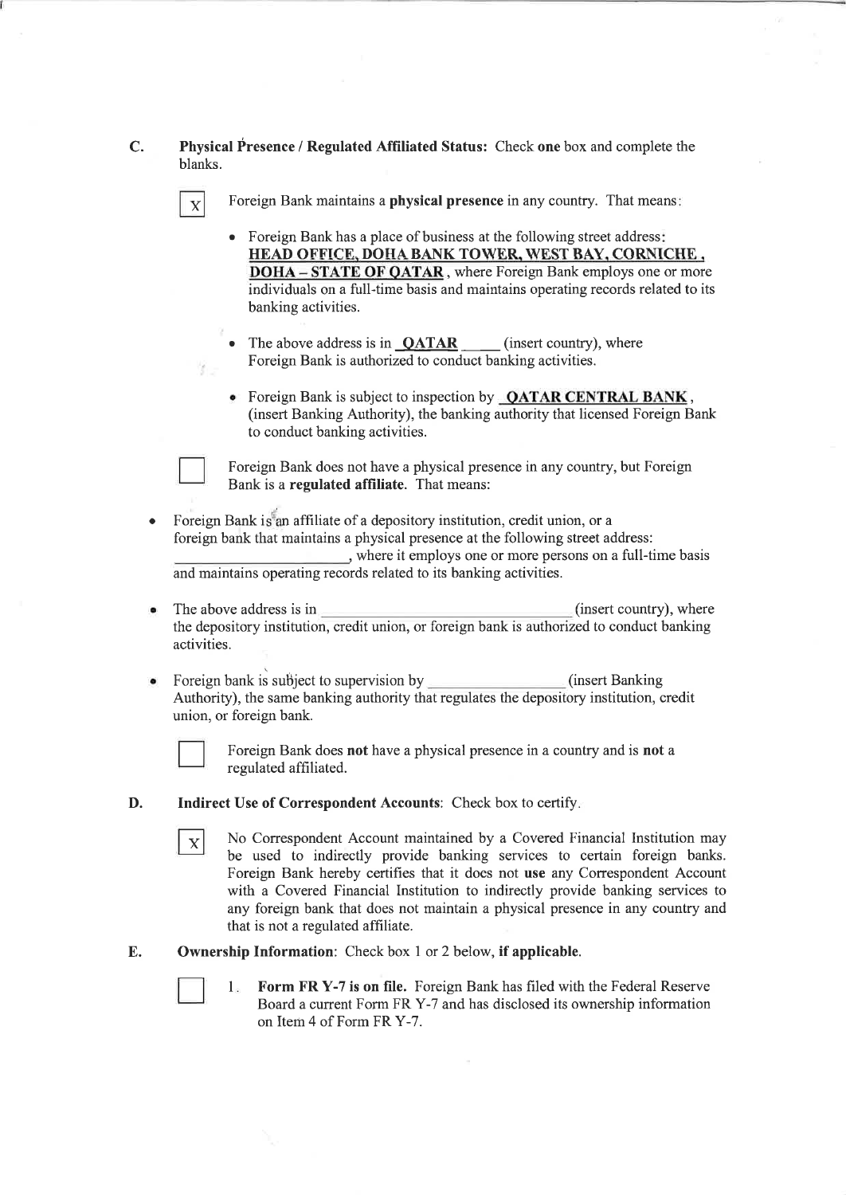**C. Physical Presence / Regulated Affiliated Status:** Check **one** box and complete the blanks.

[X] Foreign Bank maintains a **physical presence** in any country. That means:

- Foreign Bank has a place of business at the following street address: **HEAD OFFICE, DOHA BANK TOWER, WEST BAY, CORNICHE, DOHA – STATE OF QATAR**, where Foreign Bank employs one or more individuals on a full-time basis and maintains operating records related to its banking activities.
- The above address is in **QATAR** ____ (insert country), where Foreign Bank is authorized to conduct banking activities.
- Foreign Bank is subject to inspection by **QATAR CENTRAL BANK**, (insert Banking Authority), the banking authority that licensed Foreign Bank to conduct banking activities.

[ ] Foreign Bank does not have a physical presence in any country, but Foreign Bank is a **regulated affiliate**. That means:

- Foreign Bank is an affiliate of a depository institution, credit union, or a foreign bank that maintains a physical presence at the following street address: ____________________, where it employs one or more persons on a full-time basis and maintains operating records related to its banking activities.
- The above address is in ______________________________ (insert country), where the depository institution, credit union, or foreign bank is authorized to conduct banking activities.
- Foreign bank is subject to supervision by ________________ (insert Banking Authority), the same banking authority that regulates the depository institution, credit union, or foreign bank.

[ ] Foreign Bank does **not** have a physical presence in a country and is **not** a regulated affiliated.

**D. Indirect Use of Correspondent Accounts**: Check box to certify.

[X] No Correspondent Account maintained by a Covered Financial Institution may be used to indirectly provide banking services to certain foreign banks. Foreign Bank hereby certifies that it does not **use** any Correspondent Account with a Covered Financial Institution to indirectly provide banking services to any foreign bank that does not maintain a physical presence in any country and that is not a regulated affiliate.

**E. Ownership Information**: Check box 1 or 2 below, **if applicable**.

[ ] 1. **Form FR Y-7 is on file.** Foreign Bank has filed with the Federal Reserve Board a current Form FR Y-7 and has disclosed its ownership information on Item 4 of Form FR Y-7.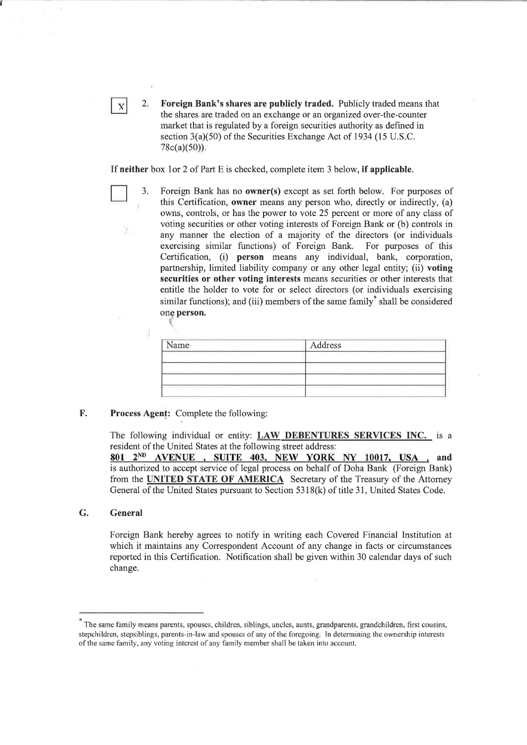[X] 2. **Foreign Bank's shares are publicly traded.** Publicly traded means that the shares are traded on an exchange or an organized over-the-counter market that is regulated by a foreign securities authority as defined in section 3(a)(50) of the Securities Exchange Act of 1934 (15 U.S.C. 78c(a)(50)).

If **neither** box 1or 2 of Part E is checked, complete item 3 below, **if applicable**.

[ ] 3. Foreign Bank has no **owner(s)** except as set forth below. For purposes of this Certification, **owner** means any person who, directly or indirectly, (a) owns, controls, or has the power to vote 25 percent or more of any class of voting securities or other voting interests of Foreign Bank or (b) controls in any manner the election of a majority of the directors (or individuals exercising similar functions) of Foreign Bank. For purposes of this Certification, (i) **person** means any individual, bank, corporation, partnership, limited liability company or any other legal entity; (ii) **voting securities or other voting interests** means securities or other interests that entitle the holder to vote for or select directors (or individuals exercising similar functions); and (iii) members of the same family* shall be considered one **person.**

| Name | Address |
| --- | --- |
| | |
| | |
| | |
| | |

**F. Process Agent:** Complete the following:

The following individual or entity: **LAW DEBENTURES SERVICES INC.** is a resident of the United States at the following street address: **801 2ND AVENUE , SUITE 403, NEW YORK NY 10017, USA ,** and is authorized to accept service of legal process on behalf of Doha Bank (Foreign Bank) from the **UNITED STATE OF AMERICA** Secretary of the Treasury of the Attorney General of the United States pursuant to Section 5318(k) of title 31, United States Code.

**G. General**

Foreign Bank hereby agrees to notify in writing each Covered Financial Institution at which it maintains any Correspondent Account of any change in facts or circumstances reported in this Certification. Notification shall be given within 30 calendar days of such change.

---

* The same family means parents, spouses, children, siblings, uncles, aunts, grandparents, grandchildren, first cousins, stepchildren, stepsiblings, parents-in-law and spouses of any of the foregoing. In determining the ownership interests of the same family, any voting interest of any family member shall be taken into account.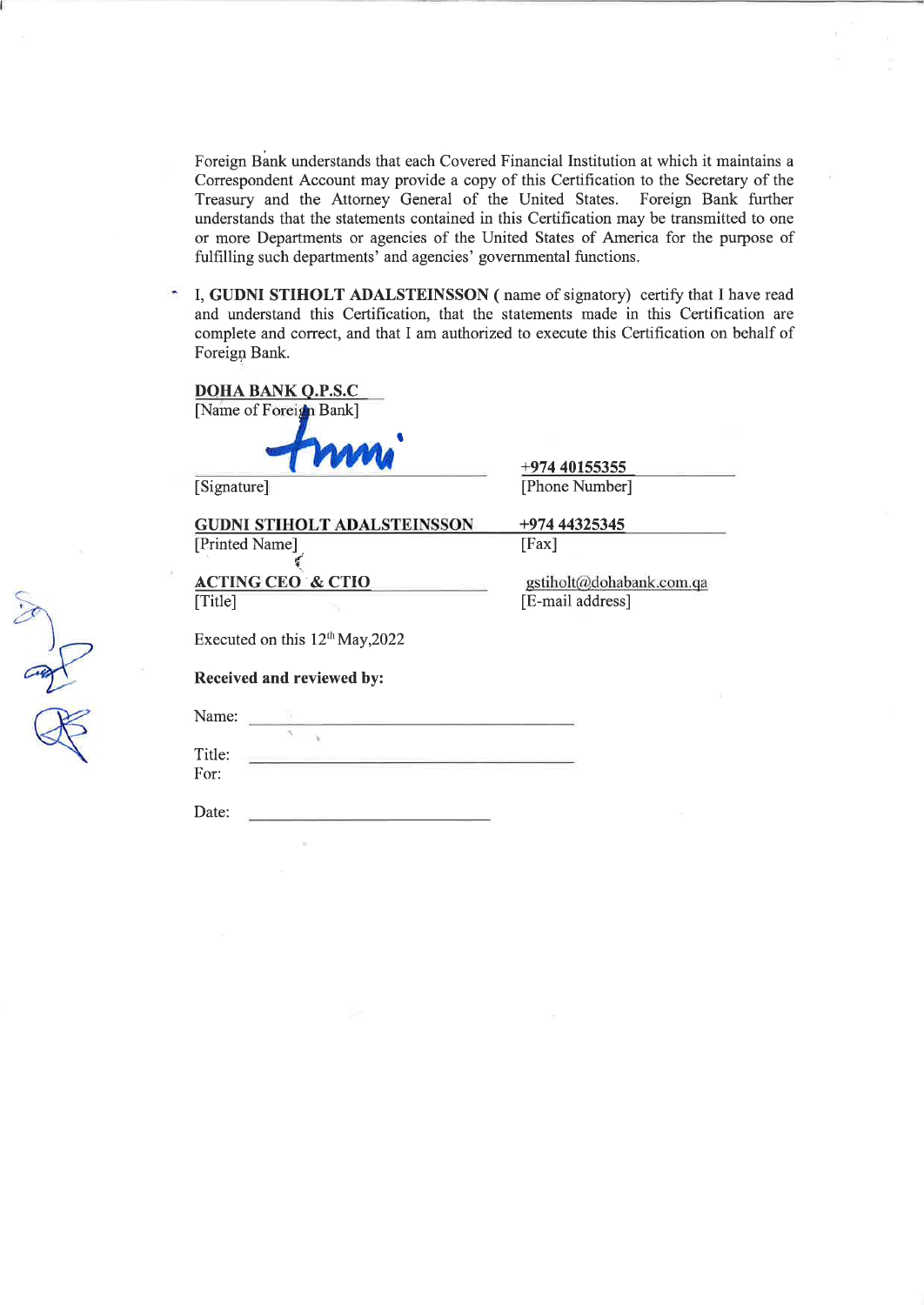Foreign Bank understands that each Covered Financial Institution at which it maintains a Correspondent Account may provide a copy of this Certification to the Secretary of the Treasury and the Attorney General of the United States. Foreign Bank further understands that the statements contained in this Certification may be transmitted to one or more Departments or agencies of the United States of America for the purpose of fulfilling such departments' and agencies' governmental functions.

I, **GUDNI STIHOLT ADALSTEINSSON** ( name of signatory) certify that I have read and understand this Certification, that the statements made in this Certification are complete and correct, and that I am authorized to execute this Certification on behalf of Foreign Bank.

**DOHA BANK Q.P.S.C**
[Name of Foreign Bank]

[Signature] — +974 40155355 [Phone Number]

**GUDNI STIHOLT ADALSTEINSSON**
[Printed Name] — +974 44325345 [Fax]

**ACTING CEO & CTIO**
[Title] — gstiholt@dohabank.com.qa [E-mail address]

Executed on this 12th May,2022

**Received and reviewed by:**

Name: ______________________

Title: ______________________

For:

Date: ______________________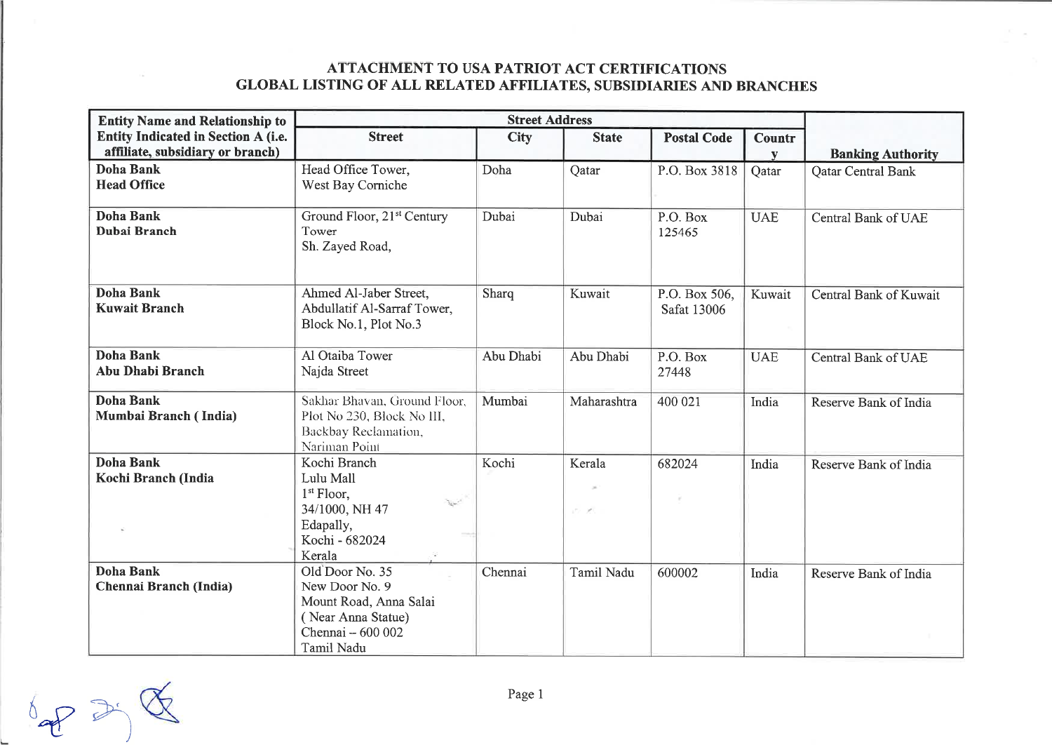# ATTACHMENT TO USA PATRIOT ACT CERTIFICATIONS
## GLOBAL LISTING OF ALL RELATED AFFILIATES, SUBSIDIARIES AND BRANCHES

| Entity Name and Relationship to Entity Indicated in Section A (i.e. affiliate, subsidiary or branch) | Street Address | | | | | Banking Authority |
|---|---|---|---|---|---|---|
| | Street | City | State | Postal Code | Country | |
| **Doha Bank**<br>**Head Office** | Head Office Tower,<br>West Bay Corniche | Doha | Qatar | P.O. Box 3818 | Qatar | Qatar Central Bank |
| **Doha Bank**<br>**Dubai Branch** | Ground Floor, 21st Century Tower<br>Sh. Zayed Road, | Dubai | Dubai | P.O. Box 125465 | UAE | Central Bank of UAE |
| **Doha Bank**<br>**Kuwait Branch** | Ahmed Al-Jaber Street,<br>Abdullatif Al-Sarraf Tower,<br>Block No.1, Plot No.3 | Sharq | Kuwait | P.O. Box 506, Safat 13006 | Kuwait | Central Bank of Kuwait |
| **Doha Bank**<br>**Abu Dhabi Branch** | Al Otaiba Tower<br>Najda Street | Abu Dhabi | Abu Dhabi | P.O. Box 27448 | UAE | Central Bank of UAE |
| **Doha Bank**<br>**Mumbai Branch ( India)** | Sakhar Bhavan, Ground Floor,<br>Plot No 230, Block No III,<br>Backbay Reclamation,<br>Nariman Point | Mumbai | Maharashtra | 400 021 | India | Reserve Bank of India |
| **Doha Bank**<br>**Kochi Branch (India** | Kochi Branch<br>Lulu Mall<br>1st Floor,<br>34/1000, NH 47<br>Edapally,<br>Kochi - 682024<br>Kerala | Kochi | Kerala | 682024 | India | Reserve Bank of India |
| **Doha Bank**<br>**Chennai Branch (India)** | Old Door No. 35<br>New Door No. 9<br>Mount Road, Anna Salai<br>( Near Anna Statue)<br>Chennai – 600 002<br>Tamil Nadu | Chennai | Tamil Nadu | 600002 | India | Reserve Bank of India |